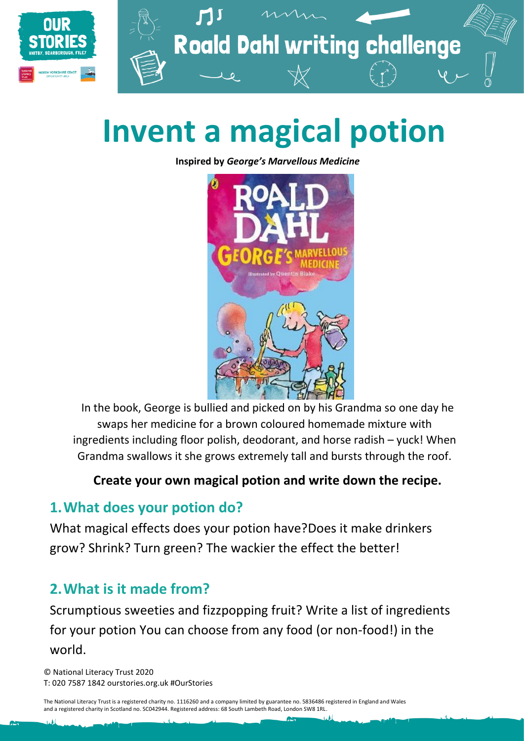# Roald Dahl writing challenge

# Invent a magical potion

**Inspired by *George's Marvellous Medicine***

In the book, George is bullied and picked on by his Grandma so one day he swaps her medicine for a brown coloured homemade mixture with ingredients including floor polish, deodorant, and horse radish – yuck! When Grandma swallows it she grows extremely tall and bursts through the roof.

**Create your own magical potion and write down the recipe.**

## 1. What does your potion do?

What magical effects does your potion have?Does it make drinkers grow? Shrink? Turn green? The wackier the effect the better!

## 2. What is it made from?

Scrumptious sweeties and fizzpopping fruit? Write a list of ingredients for your potion You can choose from any food (or non-food!) in the world.

© National Literacy Trust 2020
T: 020 7587 1842 ourstories.org.uk #OurStories

The National Literacy Trust is a registered charity no. 1116260 and a company limited by guarantee no. 5836486 registered in England and Wales and a registered charity in Scotland no. SC042944. Registered address: 68 South Lambeth Road, London SW8 1RL.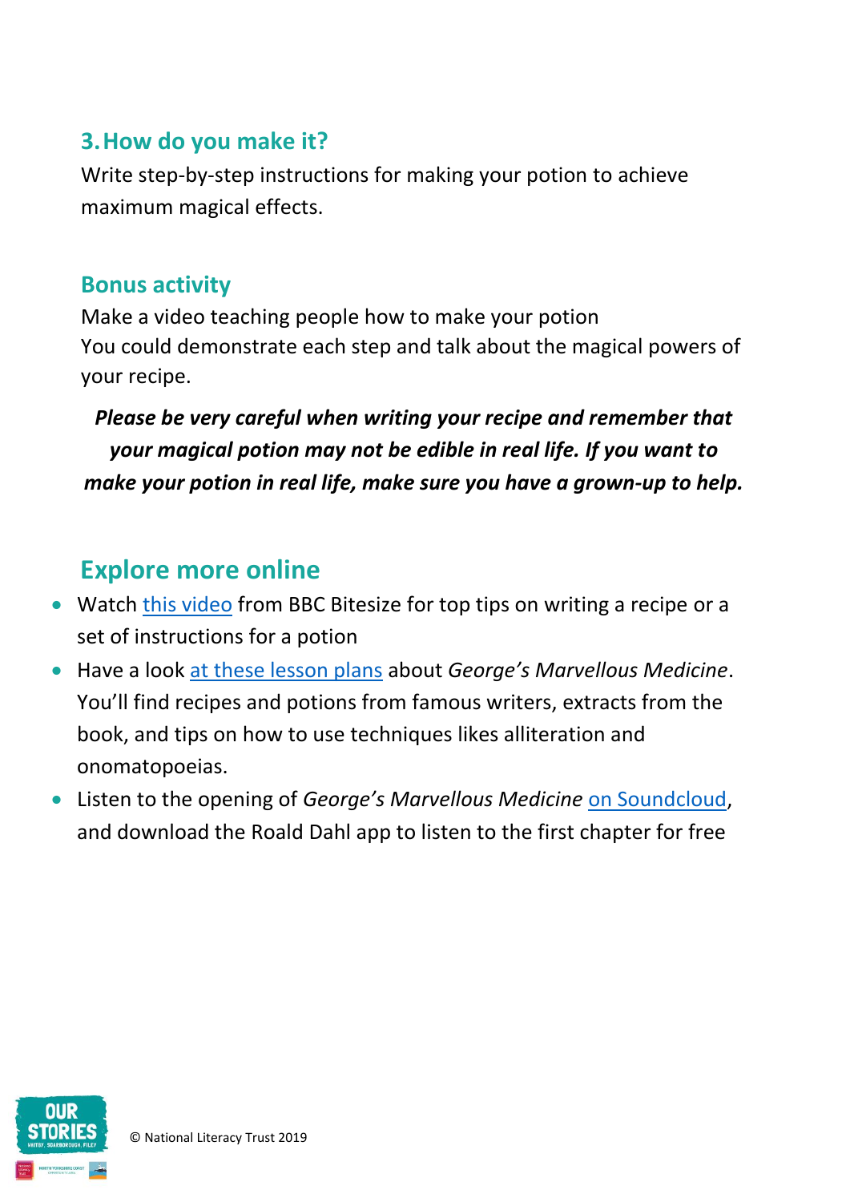### 3. How do you make it?

Write step-by-step instructions for making your potion to achieve maximum magical effects.

### Bonus activity

Make a video teaching people how to make your potion
You could demonstrate each step and talk about the magical powers of your recipe.

***Please be very careful when writing your recipe and remember that your magical potion may not be edible in real life. If you want to make your potion in real life, make sure you have a grown-up to help.***

## Explore more online

- Watch this video from BBC Bitesize for top tips on writing a recipe or a set of instructions for a potion
- Have a look at these lesson plans about *George's Marvellous Medicine*. You'll find recipes and potions from famous writers, extracts from the book, and tips on how to use techniques likes alliteration and onomatopoeias.
- Listen to the opening of *George's Marvellous Medicine* on Soundcloud, and download the Roald Dahl app to listen to the first chapter for free

© National Literacy Trust 2019